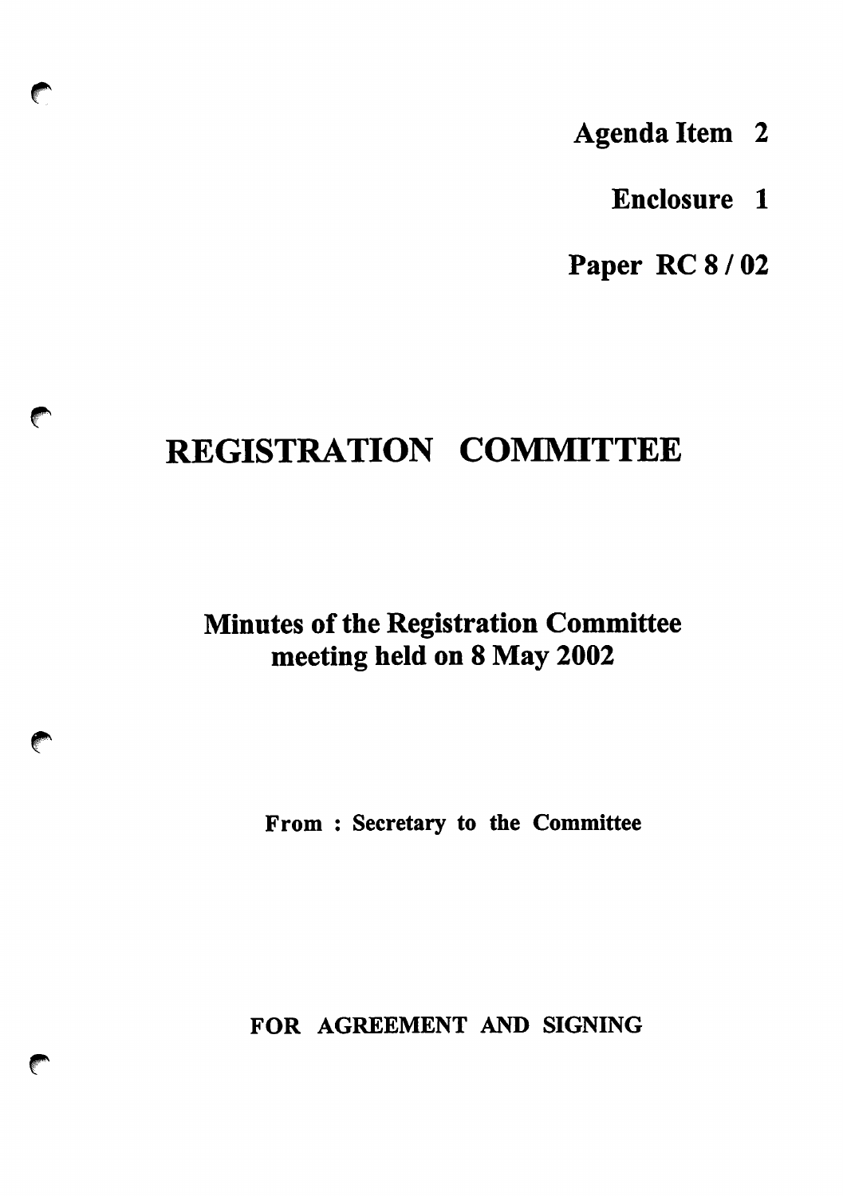**Agenda Item 2**

**Enclosure 1**

**Paper RC 8 / 02**

# REGISTRATION COMMITTEE

## Minutes of the Registration Committee meeting held on 8 May 2002

**From : Secretary to the Committee**

**FOR AGREEMENT AND SIGNING**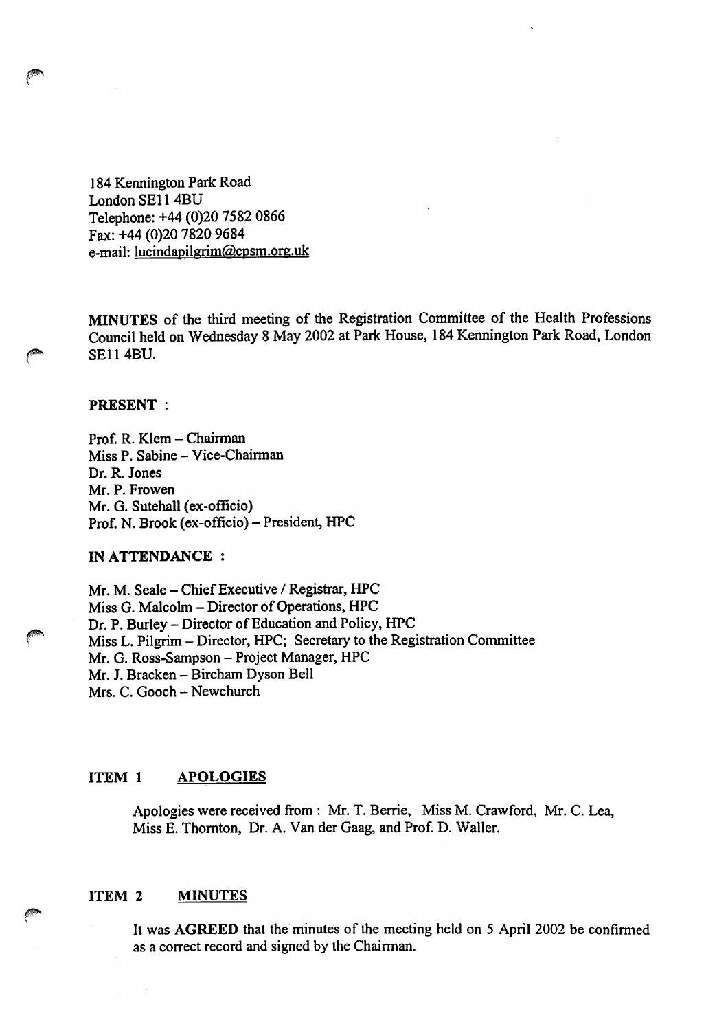184 Kennington Park Road
London SE11 4BU
Telephone: +44 (0)20 7582 0866
Fax: +44 (0)20 7820 9684
e-mail: lucindapilgrim@cpsm.org.uk

**MINUTES** of the third meeting of the Registration Committee of the Health Professions Council held on Wednesday 8 May 2002 at Park House, 184 Kennington Park Road, London SE11 4BU.

**PRESENT :**

Prof. R. Klem – Chairman
Miss P. Sabine – Vice-Chairman
Dr. R. Jones
Mr. P. Frowen
Mr. G. Sutehall (ex-officio)
Prof. N. Brook (ex-officio) – President, HPC

**IN ATTENDANCE :**

Mr. M. Seale – Chief Executive / Registrar, HPC
Miss G. Malcolm – Director of Operations, HPC
Dr. P. Burley – Director of Education and Policy, HPC
Miss L. Pilgrim – Director, HPC; Secretary to the Registration Committee
Mr. G. Ross-Sampson – Project Manager, HPC
Mr. J. Bracken – Bircham Dyson Bell
Mrs. C. Gooch – Newchurch

## ITEM 1 APOLOGIES

Apologies were received from : Mr. T. Berrie, Miss M. Crawford, Mr. C. Lea, Miss E. Thornton, Dr. A. Van der Gaag, and Prof. D. Waller.

## ITEM 2 MINUTES

It was **AGREED** that the minutes of the meeting held on 5 April 2002 be confirmed as a correct record and signed by the Chairman.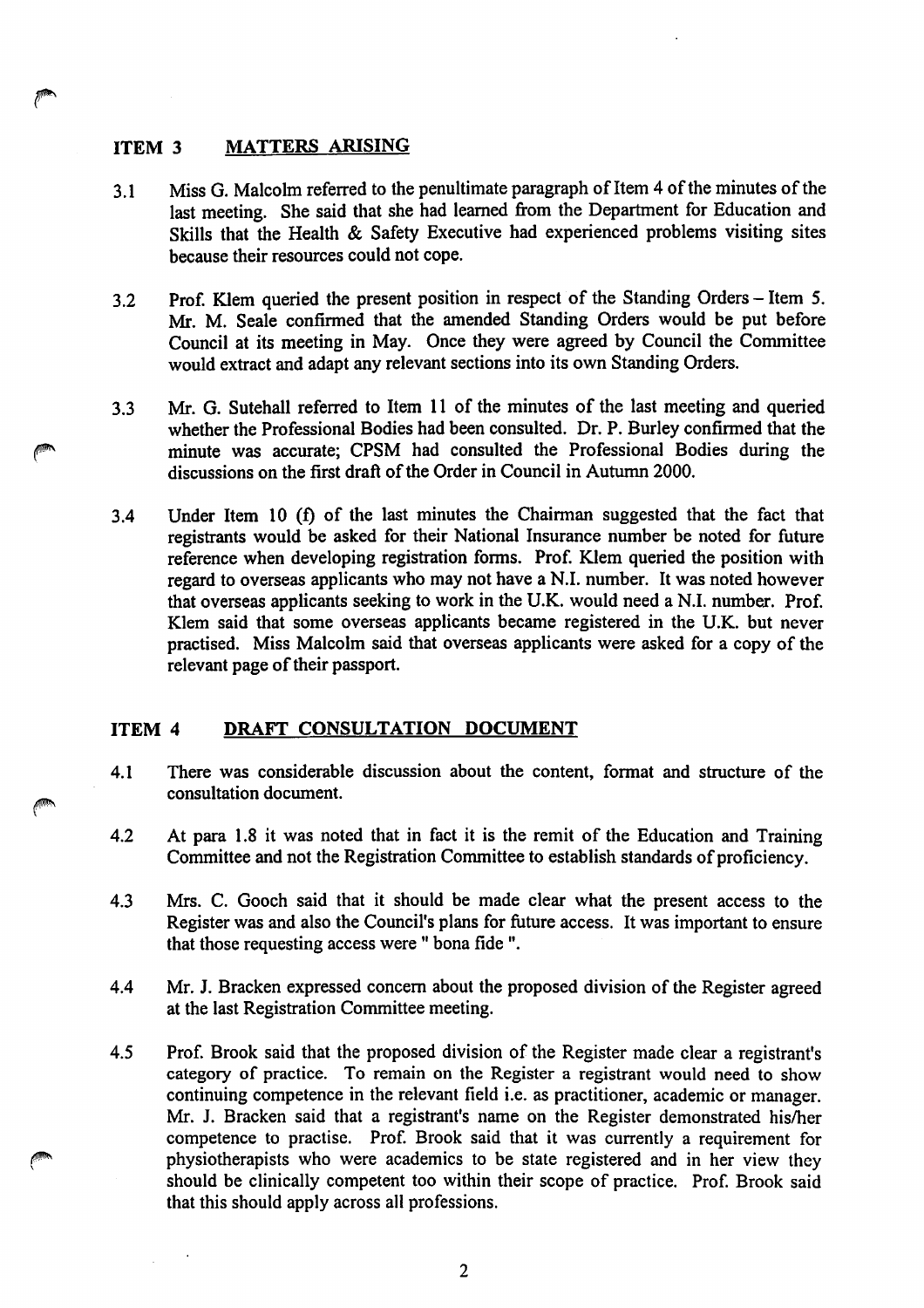## ITEM 3 MATTERS ARISING

3.1 Miss G. Malcolm referred to the penultimate paragraph of Item 4 of the minutes of the last meeting. She said that she had learned from the Department for Education and Skills that the Health & Safety Executive had experienced problems visiting sites because their resources could not cope.

3.2 Prof. Klem queried the present position in respect of the Standing Orders – Item 5. Mr. M. Seale confirmed that the amended Standing Orders would be put before Council at its meeting in May. Once they were agreed by Council the Committee would extract and adapt any relevant sections into its own Standing Orders.

3.3 Mr. G. Sutehall referred to Item 11 of the minutes of the last meeting and queried whether the Professional Bodies had been consulted. Dr. P. Burley confirmed that the minute was accurate; CPSM had consulted the Professional Bodies during the discussions on the first draft of the Order in Council in Autumn 2000.

3.4 Under Item 10 (f) of the last minutes the Chairman suggested that the fact that registrants would be asked for their National Insurance number be noted for future reference when developing registration forms. Prof. Klem queried the position with regard to overseas applicants who may not have a N.I. number. It was noted however that overseas applicants seeking to work in the U.K. would need a N.I. number. Prof. Klem said that some overseas applicants became registered in the U.K. but never practised. Miss Malcolm said that overseas applicants were asked for a copy of the relevant page of their passport.

## ITEM 4 DRAFT CONSULTATION DOCUMENT

4.1 There was considerable discussion about the content, format and structure of the consultation document.

4.2 At para 1.8 it was noted that in fact it is the remit of the Education and Training Committee and not the Registration Committee to establish standards of proficiency.

4.3 Mrs. C. Gooch said that it should be made clear what the present access to the Register was and also the Council's plans for future access. It was important to ensure that those requesting access were " bona fide ".

4.4 Mr. J. Bracken expressed concern about the proposed division of the Register agreed at the last Registration Committee meeting.

4.5 Prof. Brook said that the proposed division of the Register made clear a registrant's category of practice. To remain on the Register a registrant would need to show continuing competence in the relevant field i.e. as practitioner, academic or manager. Mr. J. Bracken said that a registrant's name on the Register demonstrated his/her competence to practise. Prof. Brook said that it was currently a requirement for physiotherapists who were academics to be state registered and in her view they should be clinically competent too within their scope of practice. Prof. Brook said that this should apply across all professions.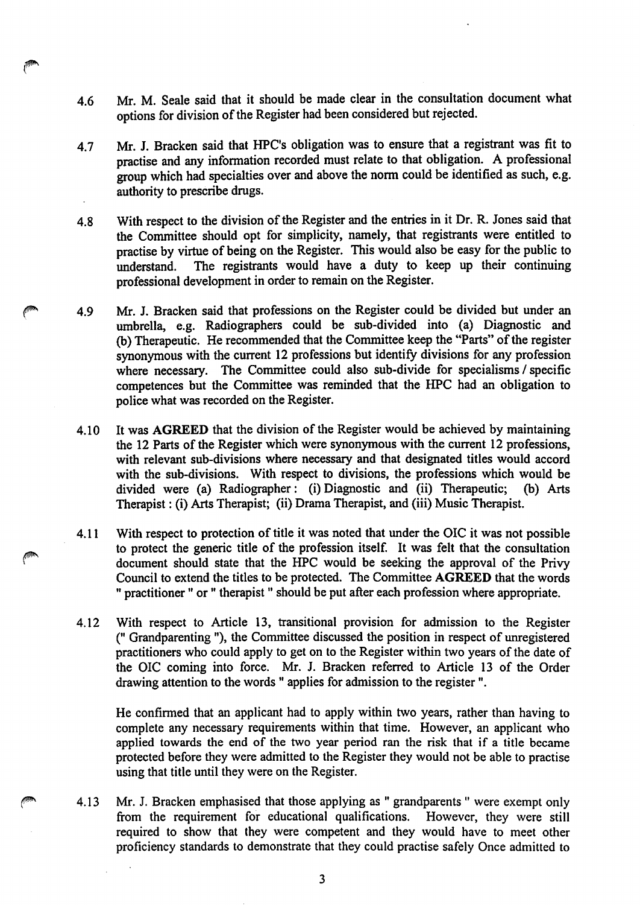4.6 Mr. M. Seale said that it should be made clear in the consultation document what options for division of the Register had been considered but rejected.

4.7 Mr. J. Bracken said that HPC's obligation was to ensure that a registrant was fit to practise and any information recorded must relate to that obligation. A professional group which had specialties over and above the norm could be identified as such, e.g. authority to prescribe drugs.

4.8 With respect to the division of the Register and the entries in it Dr. R. Jones said that the Committee should opt for simplicity, namely, that registrants were entitled to practise by virtue of being on the Register. This would also be easy for the public to understand. The registrants would have a duty to keep up their continuing professional development in order to remain on the Register.

4.9 Mr. J. Bracken said that professions on the Register could be divided but under an umbrella, e.g. Radiographers could be sub-divided into (a) Diagnostic and (b) Therapeutic. He recommended that the Committee keep the "Parts" of the register synonymous with the current 12 professions but identify divisions for any profession where necessary. The Committee could also sub-divide for specialisms / specific competences but the Committee was reminded that the HPC had an obligation to police what was recorded on the Register.

4.10 It was **AGREED** that the division of the Register would be achieved by maintaining the 12 Parts of the Register which were synonymous with the current 12 professions, with relevant sub-divisions where necessary and that designated titles would accord with the sub-divisions. With respect to divisions, the professions which would be divided were (a) Radiographer : (i) Diagnostic and (ii) Therapeutic; (b) Arts Therapist : (i) Arts Therapist; (ii) Drama Therapist, and (iii) Music Therapist.

4.11 With respect to protection of title it was noted that under the OIC it was not possible to protect the generic title of the profession itself. It was felt that the consultation document should state that the HPC would be seeking the approval of the Privy Council to extend the titles to be protected. The Committee **AGREED** that the words " practitioner " or " therapist " should be put after each profession where appropriate.

4.12 With respect to Article 13, transitional provision for admission to the Register (" Grandparenting "), the Committee discussed the position in respect of unregistered practitioners who could apply to get on to the Register within two years of the date of the OIC coming into force. Mr. J. Bracken referred to Article 13 of the Order drawing attention to the words " applies for admission to the register ".

He confirmed that an applicant had to apply within two years, rather than having to complete any necessary requirements within that time. However, an applicant who applied towards the end of the two year period ran the risk that if a title became protected before they were admitted to the Register they would not be able to practise using that title until they were on the Register.

4.13 Mr. J. Bracken emphasised that those applying as " grandparents " were exempt only from the requirement for educational qualifications. However, they were still required to show that they were competent and they would have to meet other proficiency standards to demonstrate that they could practise safely Once admitted to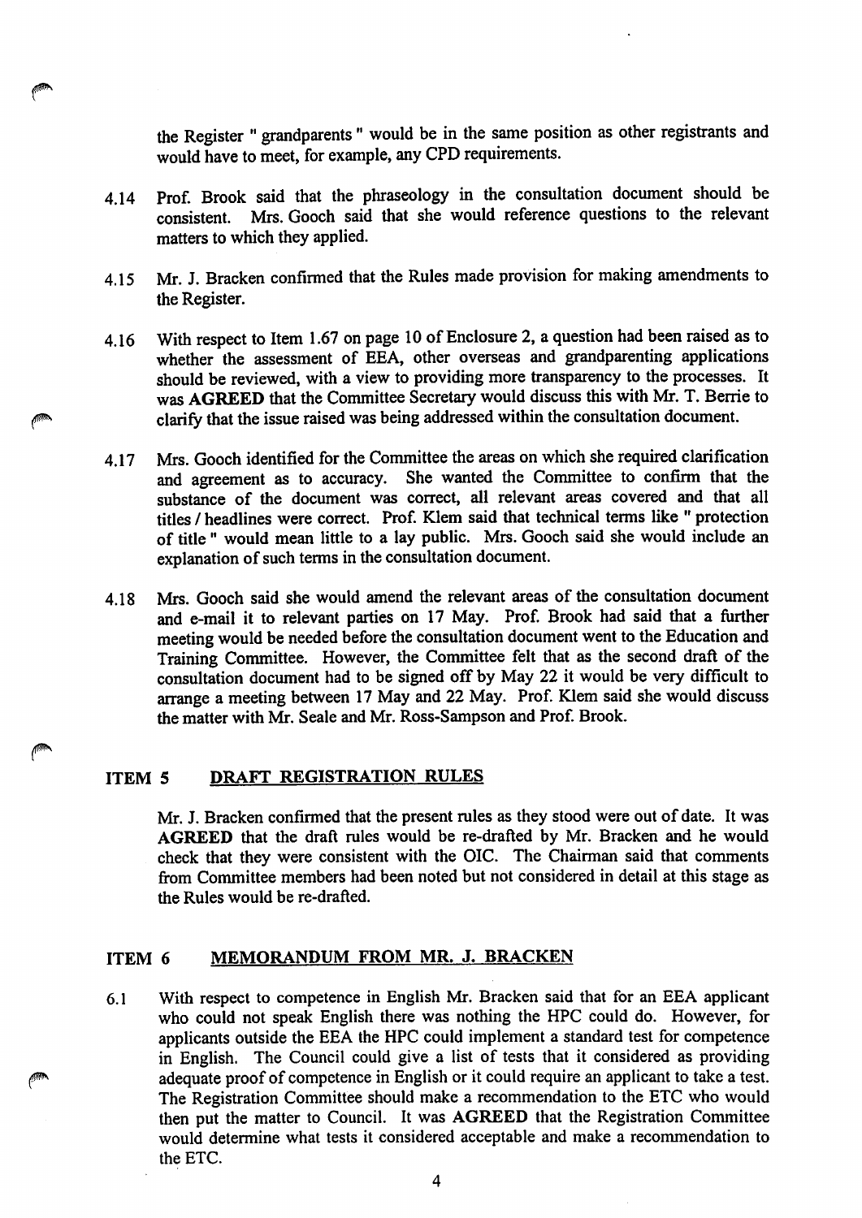the Register " grandparents " would be in the same position as other registrants and would have to meet, for example, any CPD requirements.

4.14 Prof. Brook said that the phraseology in the consultation document should be consistent. Mrs. Gooch said that she would reference questions to the relevant matters to which they applied.

4.15 Mr. J. Bracken confirmed that the Rules made provision for making amendments to the Register.

4.16 With respect to Item 1.67 on page 10 of Enclosure 2, a question had been raised as to whether the assessment of EEA, other overseas and grandparenting applications should be reviewed, with a view to providing more transparency to the processes. It was **AGREED** that the Committee Secretary would discuss this with Mr. T. Berrie to clarify that the issue raised was being addressed within the consultation document.

4.17 Mrs. Gooch identified for the Committee the areas on which she required clarification and agreement as to accuracy. She wanted the Committee to confirm that the substance of the document was correct, all relevant areas covered and that all titles / headlines were correct. Prof. Klem said that technical terms like " protection of title " would mean little to a lay public. Mrs. Gooch said she would include an explanation of such terms in the consultation document.

4.18 Mrs. Gooch said she would amend the relevant areas of the consultation document and e-mail it to relevant parties on 17 May. Prof. Brook had said that a further meeting would be needed before the consultation document went to the Education and Training Committee. However, the Committee felt that as the second draft of the consultation document had to be signed off by May 22 it would be very difficult to arrange a meeting between 17 May and 22 May. Prof. Klem said she would discuss the matter with Mr. Seale and Mr. Ross-Sampson and Prof. Brook.

## ITEM 5 DRAFT REGISTRATION RULES

Mr. J. Bracken confirmed that the present rules as they stood were out of date. It was **AGREED** that the draft rules would be re-drafted by Mr. Bracken and he would check that they were consistent with the OIC. The Chairman said that comments from Committee members had been noted but not considered in detail at this stage as the Rules would be re-drafted.

## ITEM 6 MEMORANDUM FROM MR. J. BRACKEN

6.1 With respect to competence in English Mr. Bracken said that for an EEA applicant who could not speak English there was nothing the HPC could do. However, for applicants outside the EEA the HPC could implement a standard test for competence in English. The Council could give a list of tests that it considered as providing adequate proof of competence in English or it could require an applicant to take a test. The Registration Committee should make a recommendation to the ETC who would then put the matter to Council. It was **AGREED** that the Registration Committee would determine what tests it considered acceptable and make a recommendation to the ETC.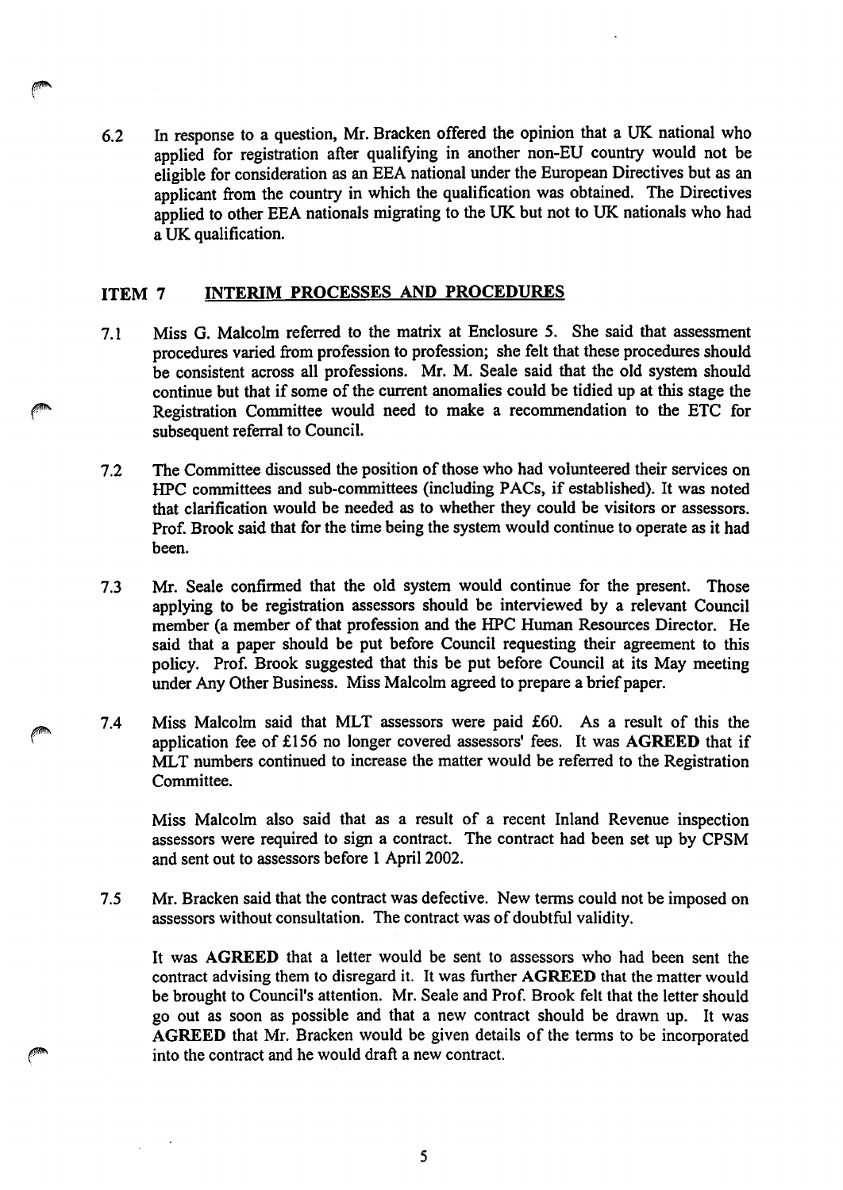6.2 In response to a question, Mr. Bracken offered the opinion that a UK national who applied for registration after qualifying in another non-EU country would not be eligible for consideration as an EEA national under the European Directives but as an applicant from the country in which the qualification was obtained. The Directives applied to other EEA nationals migrating to the UK but not to UK nationals who had a UK qualification.

## ITEM 7 INTERIM PROCESSES AND PROCEDURES

7.1 Miss G. Malcolm referred to the matrix at Enclosure 5. She said that assessment procedures varied from profession to profession; she felt that these procedures should be consistent across all professions. Mr. M. Seale said that the old system should continue but that if some of the current anomalies could be tidied up at this stage the Registration Committee would need to make a recommendation to the ETC for subsequent referral to Council.

7.2 The Committee discussed the position of those who had volunteered their services on HPC committees and sub-committees (including PACs, if established). It was noted that clarification would be needed as to whether they could be visitors or assessors. Prof. Brook said that for the time being the system would continue to operate as it had been.

7.3 Mr. Seale confirmed that the old system would continue for the present. Those applying to be registration assessors should be interviewed by a relevant Council member (a member of that profession and the HPC Human Resources Director. He said that a paper should be put before Council requesting their agreement to this policy. Prof. Brook suggested that this be put before Council at its May meeting under Any Other Business. Miss Malcolm agreed to prepare a brief paper.

7.4 Miss Malcolm said that MLT assessors were paid £60. As a result of this the application fee of £156 no longer covered assessors' fees. It was **AGREED** that if MLT numbers continued to increase the matter would be referred to the Registration Committee.

Miss Malcolm also said that as a result of a recent Inland Revenue inspection assessors were required to sign a contract. The contract had been set up by CPSM and sent out to assessors before 1 April 2002.

7.5 Mr. Bracken said that the contract was defective. New terms could not be imposed on assessors without consultation. The contract was of doubtful validity.

It was **AGREED** that a letter would be sent to assessors who had been sent the contract advising them to disregard it. It was further **AGREED** that the matter would be brought to Council's attention. Mr. Seale and Prof. Brook felt that the letter should go out as soon as possible and that a new contract should be drawn up. It was **AGREED** that Mr. Bracken would be given details of the terms to be incorporated into the contract and he would draft a new contract.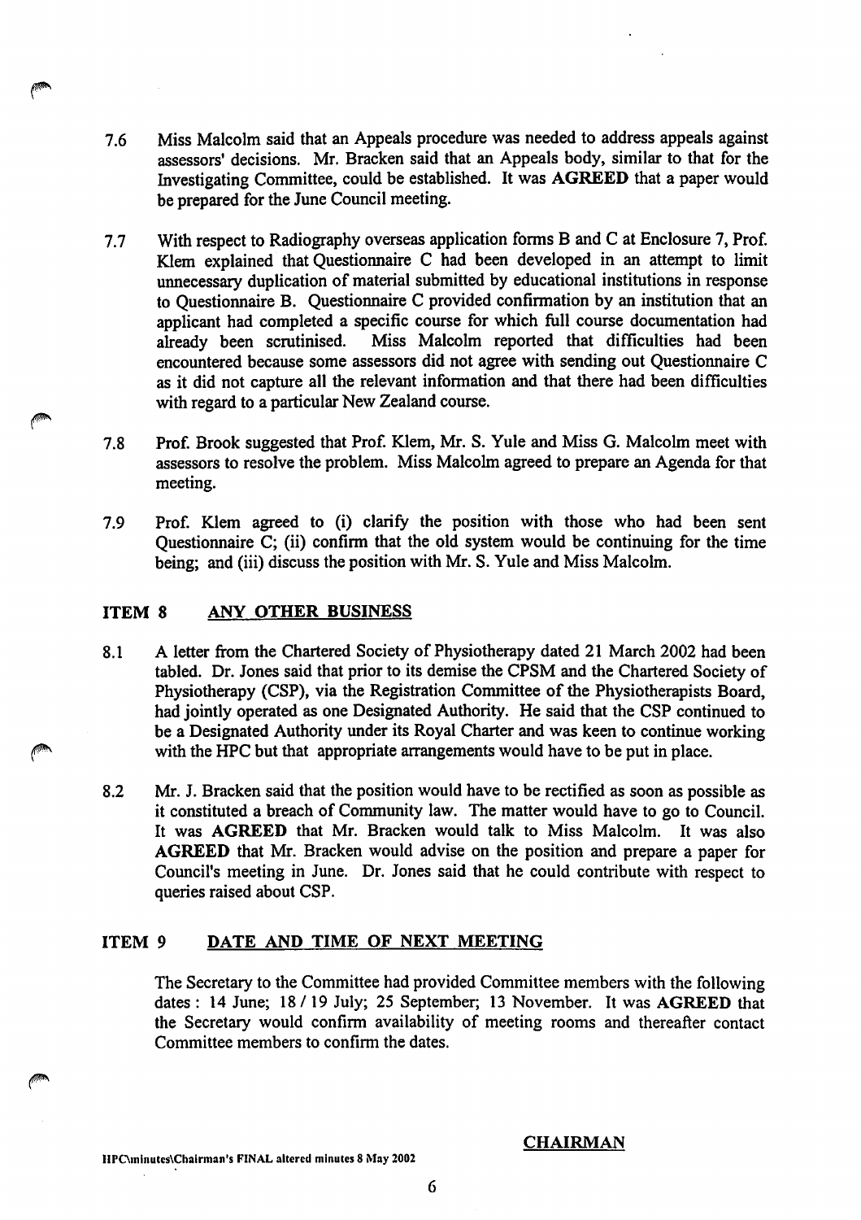7.6 Miss Malcolm said that an Appeals procedure was needed to address appeals against assessors' decisions. Mr. Bracken said that an Appeals body, similar to that for the Investigating Committee, could be established. It was **AGREED** that a paper would be prepared for the June Council meeting.

7.7 With respect to Radiography overseas application forms B and C at Enclosure 7, Prof. Klem explained that Questionnaire C had been developed in an attempt to limit unnecessary duplication of material submitted by educational institutions in response to Questionnaire B. Questionnaire C provided confirmation by an institution that an applicant had completed a specific course for which full course documentation had already been scrutinised. Miss Malcolm reported that difficulties had been encountered because some assessors did not agree with sending out Questionnaire C as it did not capture all the relevant information and that there had been difficulties with regard to a particular New Zealand course.

7.8 Prof. Brook suggested that Prof. Klem, Mr. S. Yule and Miss G. Malcolm meet with assessors to resolve the problem. Miss Malcolm agreed to prepare an Agenda for that meeting.

7.9 Prof. Klem agreed to (i) clarify the position with those who had been sent Questionnaire C; (ii) confirm that the old system would be continuing for the time being; and (iii) discuss the position with Mr. S. Yule and Miss Malcolm.

## ITEM 8 ANY OTHER BUSINESS

8.1 A letter from the Chartered Society of Physiotherapy dated 21 March 2002 had been tabled. Dr. Jones said that prior to its demise the CPSM and the Chartered Society of Physiotherapy (CSP), via the Registration Committee of the Physiotherapists Board, had jointly operated as one Designated Authority. He said that the CSP continued to be a Designated Authority under its Royal Charter and was keen to continue working with the HPC but that appropriate arrangements would have to be put in place.

8.2 Mr. J. Bracken said that the position would have to be rectified as soon as possible as it constituted a breach of Community law. The matter would have to go to Council. It was **AGREED** that Mr. Bracken would talk to Miss Malcolm. It was also **AGREED** that Mr. Bracken would advise on the position and prepare a paper for Council's meeting in June. Dr. Jones said that he could contribute with respect to queries raised about CSP.

## ITEM 9 DATE AND TIME OF NEXT MEETING

The Secretary to the Committee had provided Committee members with the following dates : 14 June; 18 / 19 July; 25 September; 13 November. It was **AGREED** that the Secretary would confirm availability of meeting rooms and thereafter contact Committee members to confirm the dates.

**CHAIRMAN**

HPC\minutes\Chairman's FINAL altered minutes 8 May 2002